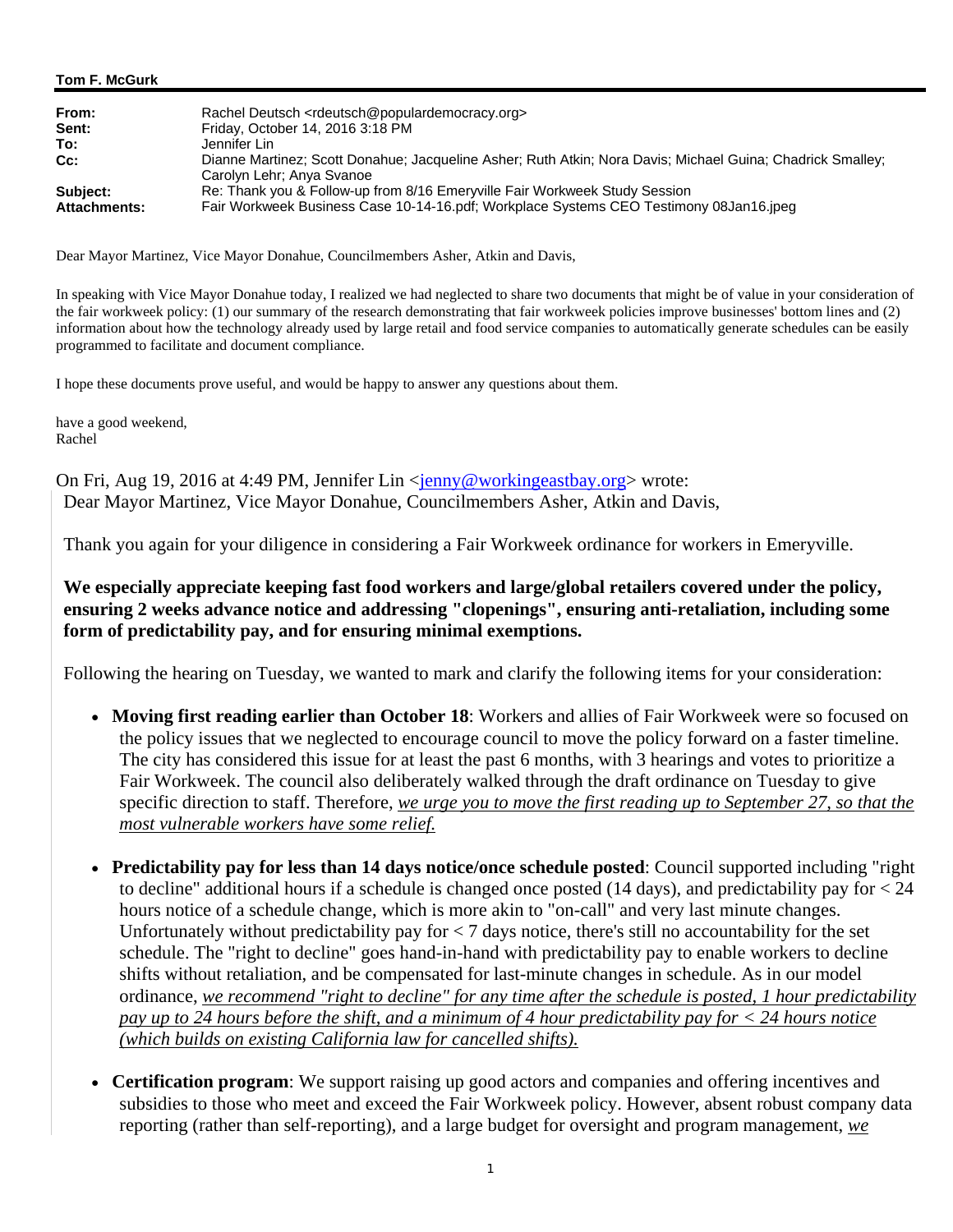**Tom F. McGurk**

| | |
|---|---|
| **From:** | Rachel Deutsch <rdeutsch@populardemocracy.org> |
| **Sent:** | Friday, October 14, 2016 3:18 PM |
| **To:** | Jennifer Lin |
| **Cc:** | Dianne Martinez; Scott Donahue; Jacqueline Asher; Ruth Atkin; Nora Davis; Michael Guina; Chadrick Smalley; Carolyn Lehr; Anya Svanoe |
| **Subject:** | Re: Thank you & Follow-up from 8/16 Emeryville Fair Workweek Study Session |
| **Attachments:** | Fair Workweek Business Case 10-14-16.pdf; Workplace Systems CEO Testimony 08Jan16.jpeg |

Dear Mayor Martinez, Vice Mayor Donahue, Councilmembers Asher, Atkin and Davis,

In speaking with Vice Mayor Donahue today, I realized we had neglected to share two documents that might be of value in your consideration of the fair workweek policy: (1) our summary of the research demonstrating that fair workweek policies improve businesses' bottom lines and (2) information about how the technology already used by large retail and food service companies to automatically generate schedules can be easily programmed to facilitate and document compliance.

I hope these documents prove useful, and would be happy to answer any questions about them.

have a good weekend,
Rachel

On Fri, Aug 19, 2016 at 4:49 PM, Jennifer Lin <jenny@workingeastbay.org> wrote:

> Dear Mayor Martinez, Vice Mayor Donahue, Councilmembers Asher, Atkin and Davis,
>
> Thank you again for your diligence in considering a Fair Workweek ordinance for workers in Emeryville.
>
> **We especially appreciate keeping fast food workers and large/global retailers covered under the policy, ensuring 2 weeks advance notice and addressing "clopenings", ensuring anti-retaliation, including some form of predictability pay, and for ensuring minimal exemptions.**
>
> Following the hearing on Tuesday, we wanted to mark and clarify the following items for your consideration:
>
> - **Moving first reading earlier than October 18**: Workers and allies of Fair Workweek were so focused on the policy issues that we neglected to encourage council to move the policy forward on a faster timeline. The city has considered this issue for at least the past 6 months, with 3 hearings and votes to prioritize a Fair Workweek. The council also deliberately walked through the draft ordinance on Tuesday to give specific direction to staff. Therefore, *we urge you to move the first reading up to September 27, so that the most vulnerable workers have some relief.*
> - **Predictability pay for less than 14 days notice/once schedule posted**: Council supported including "right to decline" additional hours if a schedule is changed once posted (14 days), and predictability pay for < 24 hours notice of a schedule change, which is more akin to "on-call" and very last minute changes. Unfortunately without predictability pay for < 7 days notice, there's still no accountability for the set schedule. The "right to decline" goes hand-in-hand with predictability pay to enable workers to decline shifts without retaliation, and be compensated for last-minute changes in schedule. As in our model ordinance, *we recommend "right to decline" for any time after the schedule is posted, 1 hour predictability pay up to 24 hours before the shift, and a minimum of 4 hour predictability pay for < 24 hours notice (which builds on existing California law for cancelled shifts).*
> - **Certification program**: We support raising up good actors and companies and offering incentives and subsidies to those who meet and exceed the Fair Workweek policy. However, absent robust company data reporting (rather than self-reporting), and a large budget for oversight and program management, *we*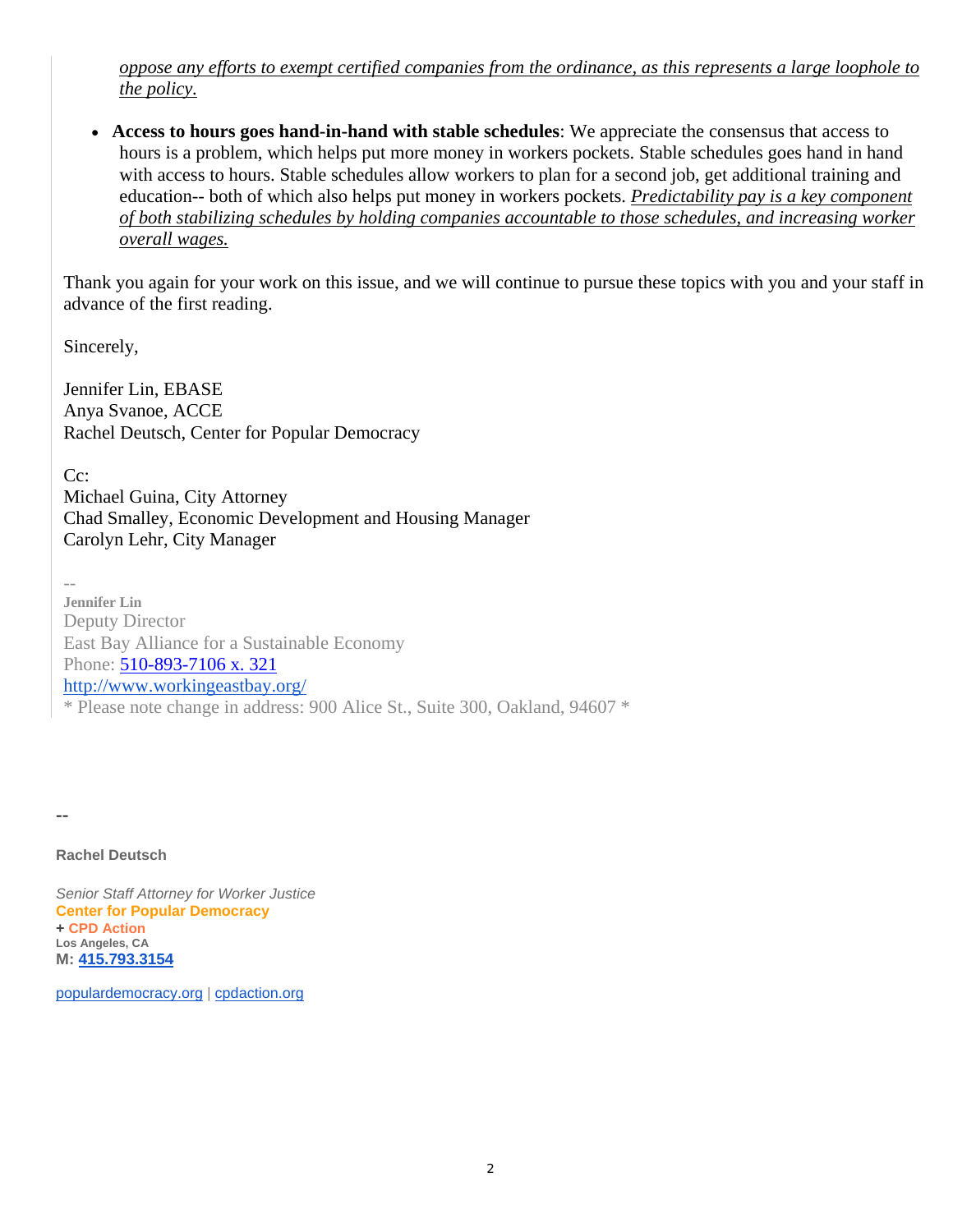*oppose any efforts to exempt certified companies from the ordinance, as this represents a large loophole to the policy.*

- **Access to hours goes hand-in-hand with stable schedules**: We appreciate the consensus that access to hours is a problem, which helps put more money in workers pockets. Stable schedules goes hand in hand with access to hours. Stable schedules allow workers to plan for a second job, get additional training and education-- both of which also helps put money in workers pockets. *Predictability pay is a key component of both stabilizing schedules by holding companies accountable to those schedules, and increasing worker overall wages.*

Thank you again for your work on this issue, and we will continue to pursue these topics with you and your staff in advance of the first reading.

Sincerely,

Jennifer Lin, EBASE
Anya Svanoe, ACCE
Rachel Deutsch, Center for Popular Democracy

Cc:
Michael Guina, City Attorney
Chad Smalley, Economic Development and Housing Manager
Carolyn Lehr, City Manager

--
**Jennifer Lin**
Deputy Director
East Bay Alliance for a Sustainable Economy
Phone: 510-893-7106 x. 321
http://www.workingeastbay.org/
* Please note change in address: 900 Alice St., Suite 300, Oakland, 94607 *

--

**Rachel Deutsch**

*Senior Staff Attorney for Worker Justice*
**Center for Popular Democracy**
**+ CPD Action**
**Los Angeles, CA**
**M: 415.793.3154**

populardemocracy.org | cpdaction.org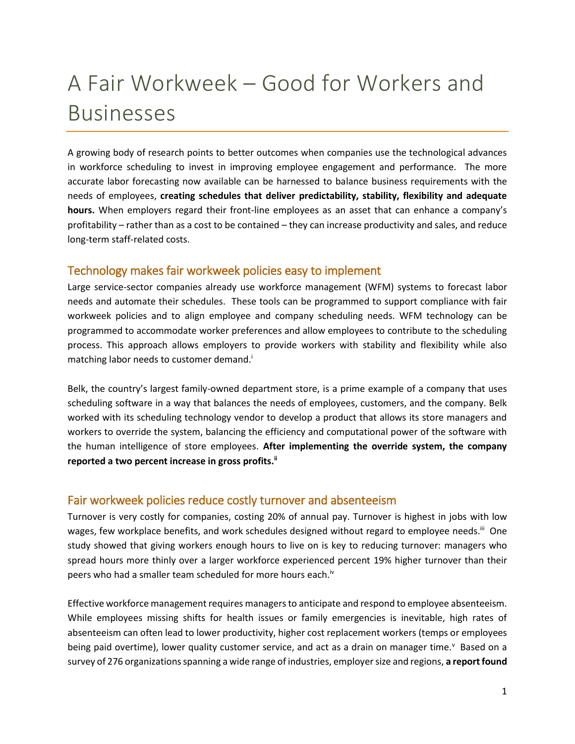# A Fair Workweek – Good for Workers and Businesses

A growing body of research points to better outcomes when companies use the technological advances in workforce scheduling to invest in improving employee engagement and performance. The more accurate labor forecasting now available can be harnessed to balance business requirements with the needs of employees, **creating schedules that deliver predictability, stability, flexibility and adequate hours.** When employers regard their front-line employees as an asset that can enhance a company's profitability – rather than as a cost to be contained – they can increase productivity and sales, and reduce long-term staff-related costs.

## Technology makes fair workweek policies easy to implement

Large service-sector companies already use workforce management (WFM) systems to forecast labor needs and automate their schedules. These tools can be programmed to support compliance with fair workweek policies and to align employee and company scheduling needs. WFM technology can be programmed to accommodate worker preferences and allow employees to contribute to the scheduling process. This approach allows employers to provide workers with stability and flexibility while also matching labor needs to customer demand.[i]

Belk, the country's largest family-owned department store, is a prime example of a company that uses scheduling software in a way that balances the needs of employees, customers, and the company. Belk worked with its scheduling technology vendor to develop a product that allows its store managers and workers to override the system, balancing the efficiency and computational power of the software with the human intelligence of store employees. **After implementing the override system, the company reported a two percent increase in gross profits.[ii]**

## Fair workweek policies reduce costly turnover and absenteeism

Turnover is very costly for companies, costing 20% of annual pay. Turnover is highest in jobs with low wages, few workplace benefits, and work schedules designed without regard to employee needs.[iii] One study showed that giving workers enough hours to live on is key to reducing turnover: managers who spread hours more thinly over a larger workforce experienced percent 19% higher turnover than their peers who had a smaller team scheduled for more hours each.[iv]

Effective workforce management requires managers to anticipate and respond to employee absenteeism. While employees missing shifts for health issues or family emergencies is inevitable, high rates of absenteeism can often lead to lower productivity, higher cost replacement workers (temps or employees being paid overtime), lower quality customer service, and act as a drain on manager time.[v] Based on a survey of 276 organizations spanning a wide range of industries, employer size and regions, **a report found**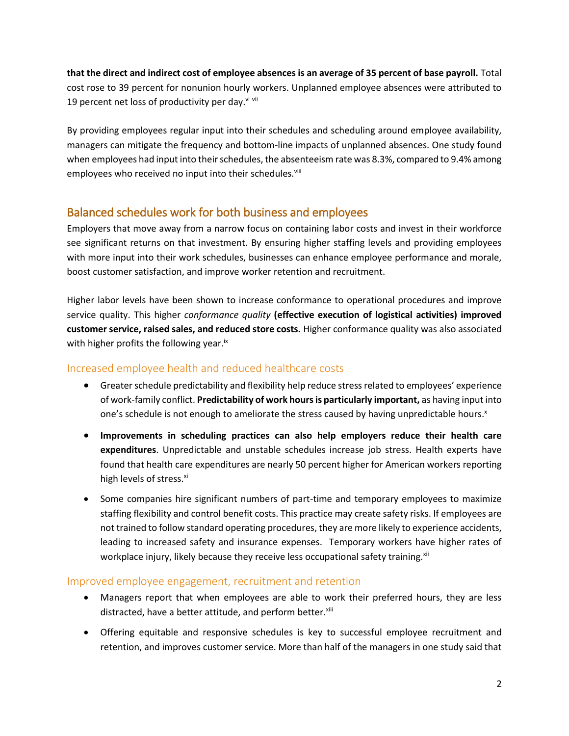**that the direct and indirect cost of employee absences is an average of 35 percent of base payroll.** Total cost rose to 39 percent for nonunion hourly workers. Unplanned employee absences were attributed to 19 percent net loss of productivity per day.[vi] [vii]

By providing employees regular input into their schedules and scheduling around employee availability, managers can mitigate the frequency and bottom-line impacts of unplanned absences. One study found when employees had input into their schedules, the absenteeism rate was 8.3%, compared to 9.4% among employees who received no input into their schedules.[viii]

## Balanced schedules work for both business and employees

Employers that move away from a narrow focus on containing labor costs and invest in their workforce see significant returns on that investment. By ensuring higher staffing levels and providing employees with more input into their work schedules, businesses can enhance employee performance and morale, boost customer satisfaction, and improve worker retention and recruitment.

Higher labor levels have been shown to increase conformance to operational procedures and improve service quality. This higher *conformance quality* **(effective execution of logistical activities) improved customer service, raised sales, and reduced store costs.** Higher conformance quality was also associated with higher profits the following year.[ix]

### Increased employee health and reduced healthcare costs

- Greater schedule predictability and flexibility help reduce stress related to employees' experience of work-family conflict. **Predictability of work hours is particularly important,** as having input into one's schedule is not enough to ameliorate the stress caused by having unpredictable hours.[x]
- **Improvements in scheduling practices can also help employers reduce their health care expenditures**. Unpredictable and unstable schedules increase job stress. Health experts have found that health care expenditures are nearly 50 percent higher for American workers reporting high levels of stress.[xi]
- Some companies hire significant numbers of part-time and temporary employees to maximize staffing flexibility and control benefit costs. This practice may create safety risks. If employees are not trained to follow standard operating procedures, they are more likely to experience accidents, leading to increased safety and insurance expenses. Temporary workers have higher rates of workplace injury, likely because they receive less occupational safety training.[xii]

### Improved employee engagement, recruitment and retention

- Managers report that when employees are able to work their preferred hours, they are less distracted, have a better attitude, and perform better.[xiii]
- Offering equitable and responsive schedules is key to successful employee recruitment and retention, and improves customer service. More than half of the managers in one study said that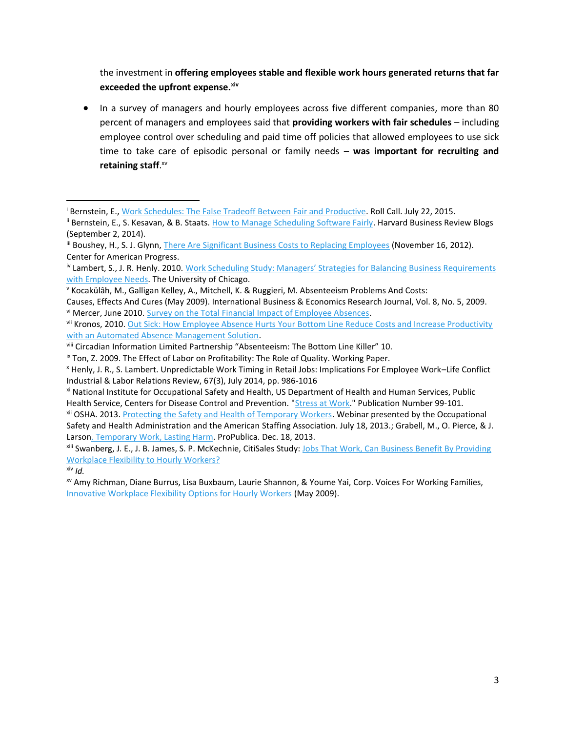the investment in **offering employees stable and flexible work hours generated returns that far exceeded the upfront expense.**[xiv]

- In a survey of managers and hourly employees across five different companies, more than 80 percent of managers and employees said that **providing workers with fair schedules** – including employee control over scheduling and paid time off policies that allowed employees to use sick time to take care of episodic personal or family needs – **was important for recruiting and retaining staff**.[xv]

---

[i] Bernstein, E., Work Schedules: The False Tradeoff Between Fair and Productive. Roll Call. July 22, 2015.

[ii] Bernstein, E., S. Kesavan, & B. Staats. How to Manage Scheduling Software Fairly. Harvard Business Review Blogs (September 2, 2014).

[iii] Boushey, H., S. J. Glynn, There Are Significant Business Costs to Replacing Employees (November 16, 2012). Center for American Progress.

[iv] Lambert, S., J. R. Henly. 2010. Work Scheduling Study: Managers' Strategies for Balancing Business Requirements with Employee Needs. The University of Chicago.

[v] Kocakülâh, M., Galligan Kelley, A., Mitchell, K. & Ruggieri, M. Absenteeism Problems And Costs: Causes, Effects And Cures (May 2009). International Business & Economics Research Journal, Vol. 8, No. 5, 2009.

[vi] Mercer, June 2010. Survey on the Total Financial Impact of Employee Absences.

[vii] Kronos, 2010. Out Sick: How Employee Absence Hurts Your Bottom Line Reduce Costs and Increase Productivity with an Automated Absence Management Solution.

[viii] Circadian Information Limited Partnership "Absenteeism: The Bottom Line Killer" 10.

[ix] Ton, Z. 2009. The Effect of Labor on Profitability: The Role of Quality. Working Paper.

[x] Henly, J. R., S. Lambert. Unpredictable Work Timing in Retail Jobs: Implications For Employee Work–Life Conflict Industrial & Labor Relations Review, 67(3), July 2014, pp. 986-1016

[xi] National Institute for Occupational Safety and Health, US Department of Health and Human Services, Public Health Service, Centers for Disease Control and Prevention. "Stress at Work." Publication Number 99-101.

[xii] OSHA. 2013. Protecting the Safety and Health of Temporary Workers. Webinar presented by the Occupational Safety and Health Administration and the American Staffing Association. July 18, 2013.; Grabell, M., O. Pierce, & J. Larson. Temporary Work, Lasting Harm. ProPublica. Dec. 18, 2013.

[xiii] Swanberg, J. E., J. B. James, S. P. McKechnie, CitiSales Study: Jobs That Work, Can Business Benefit By Providing Workplace Flexibility to Hourly Workers?

[xiv] *Id.*

[xv] Amy Richman, Diane Burrus, Lisa Buxbaum, Laurie Shannon, & Youme Yai, Corp. Voices For Working Families, Innovative Workplace Flexibility Options for Hourly Workers (May 2009).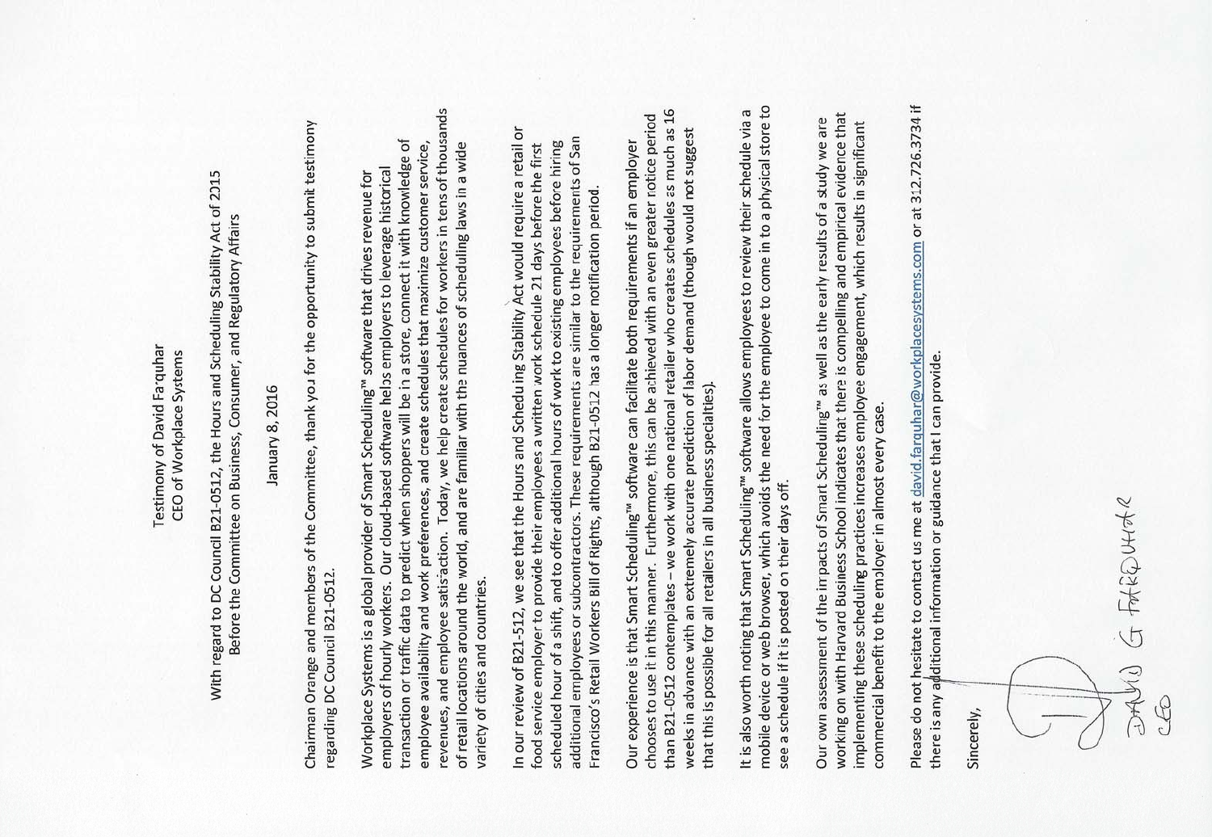Testimony of David Farquhar
CEO of Workplace Systems

With regard to DC Council B21-0512, the Hours and Scheduling Stability Act of 2015
Before the Committee on Business, Consumer, and Regulatory Affairs

January 8, 2016

Chairman Orange and members of the Committee, thank you for the opportunity to submit testimony regarding DC Council B21-0512.

Workplace Systems is a global provider of Smart Scheduling™ software that drives revenue for employers of hourly workers. Our cloud-based software helps employers to leverage historical transaction or traffic data to predict when shoppers will be in a store, connect it with knowledge of employee availability and work preferences, and create schedules that maximize customer service, revenues, and employee satisfaction. Today, we help create schedules for workers in tens of thousands of retail locations around the world, and are familiar with the nuances of scheduling laws in a wide variety of cities and countries.

In our review of B21-512, we see that the Hours and Scheduling Stability Act would require a retail or food service employer to provide their employees a written work schedule 21 days before the first scheduled hour of a shift, and to offer additional hours of work to existing employees before hiring additional employees or subcontractors. These requirements are similar to the requirements of San Francisco's Retail Workers Bill of Rights, although B21-0512 has a longer notification period.

Our experience is that Smart Scheduling™ software can facilitate both requirements if an employer chooses to use it in this manner. Furthermore, this can be achieved with an even greater notice period than B21-0512 contemplates – we work with one national retailer who creates schedules as much as 16 weeks in advance with an extremely accurate prediction of labor demand (though would not suggest that this is possible for all retailers in all business specialties).

It is also worth noting that Smart Scheduling™ software allows employees to review their schedule via a mobile device or web browser, which avoids the need for the employee to come in to a physical store to see a schedule if it is posted on their days off.

Our own assessment of the impacts of Smart Scheduling™ as well as the early results of a study we are working on with Harvard Business School indicates that there is compelling and empirical evidence that implementing these scheduling practices increases employee engagement, which results in significant commercial benefit to the employer in almost every case.

Please do not hesitate to contact us me at david.farquhar@workplacesystems.com or at 312.726.3734 if there is any additional information or guidance that I can provide.

Sincerely,

DAVID G FARQUHAR
CEO